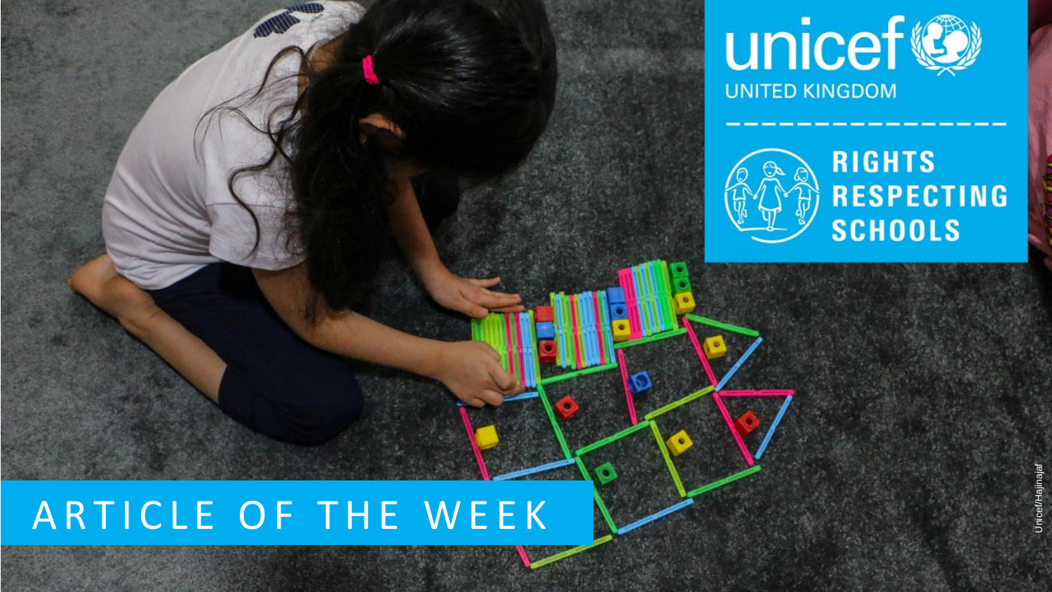unicef UNITED KINGDOM

RIGHTS RESPECTING SCHOOLS

# ARTICLE OF THE WEEK

Unicef/Hajinajaf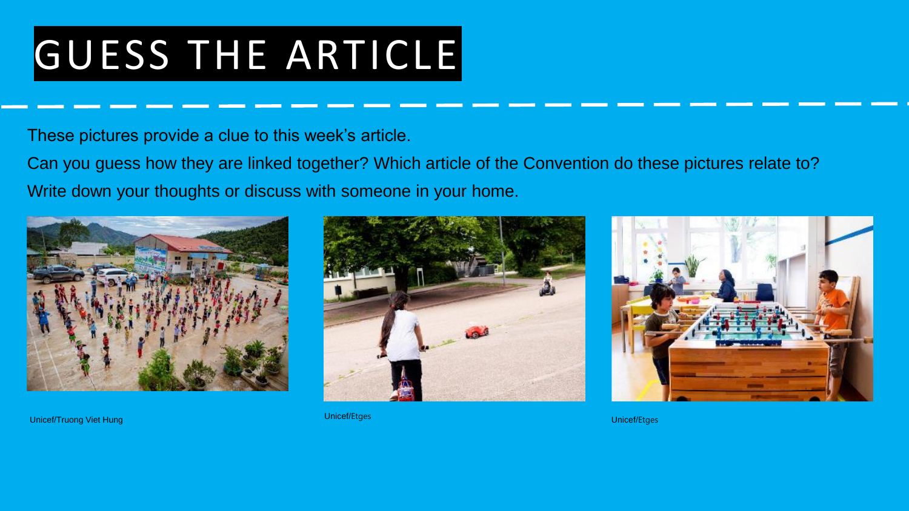# GUESS THE ARTICLE

These pictures provide a clue to this week's article.

Can you guess how they are linked together? Which article of the Convention do these pictures relate to?

Write down your thoughts or discuss with someone in your home.

Unicef/Truong Viet Hung

Unicef/Etges

Unicef/Etges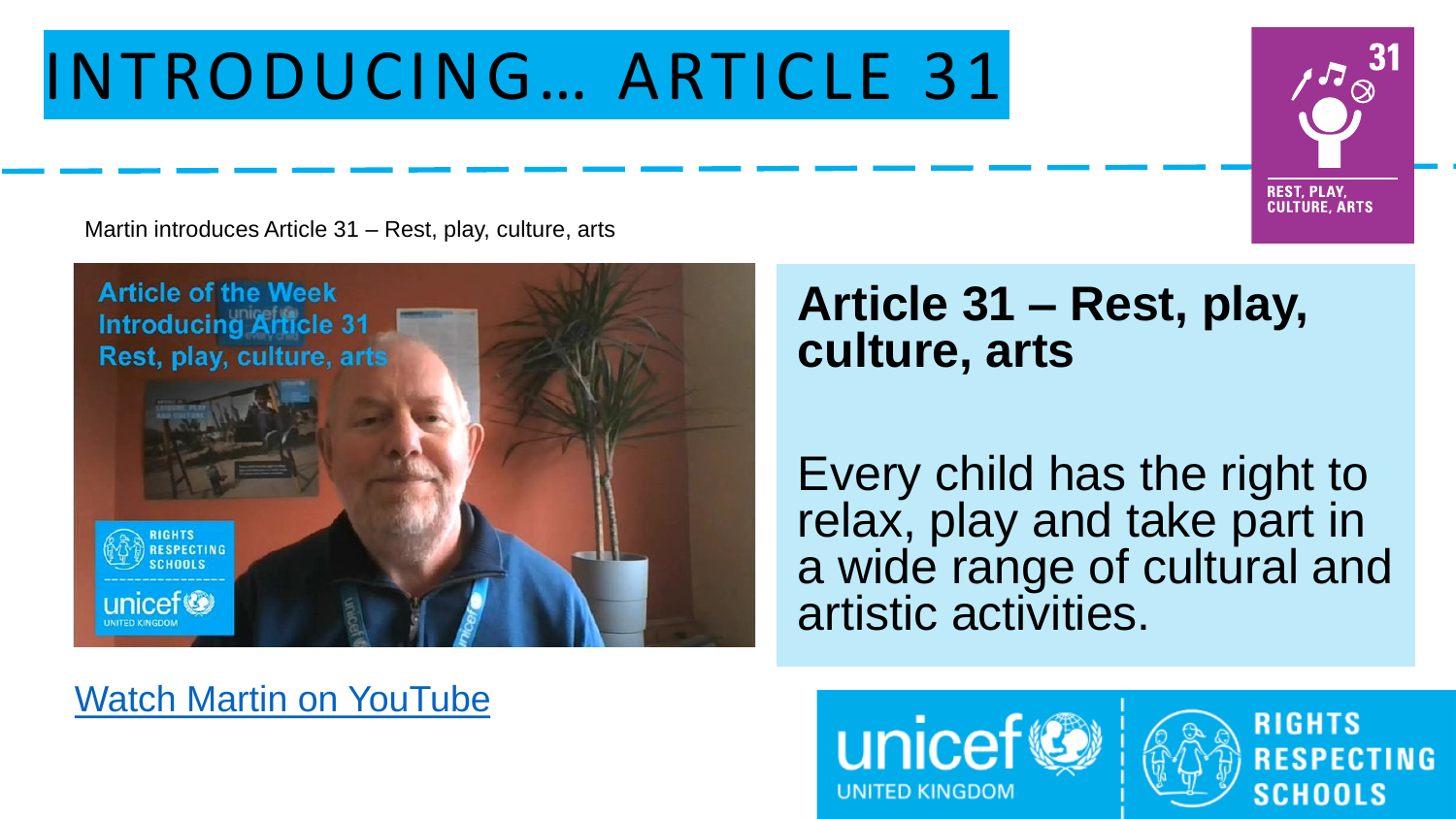# INTRODUCING… ARTICLE 31

Martin introduces Article 31 – Rest, play, culture, arts

Watch Martin on YouTube

## Article 31 – Rest, play, culture, arts

Every child has the right to relax, play and take part in a wide range of cultural and artistic activities.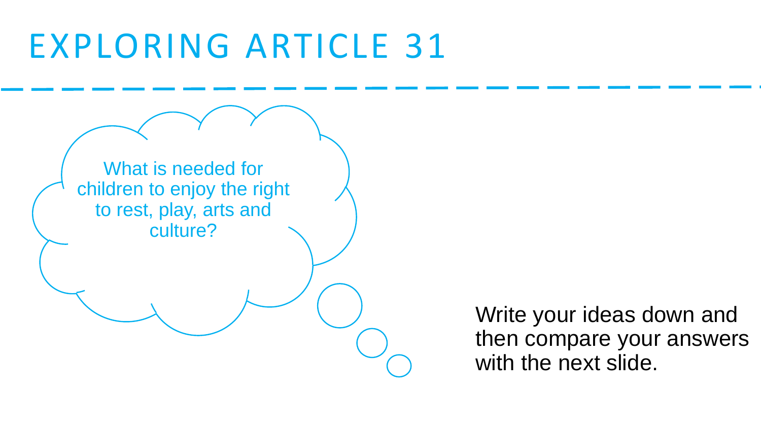# EXPLORING ARTICLE 31

What is needed for children to enjoy the right to rest, play, arts and culture?

Write your ideas down and then compare your answers with the next slide.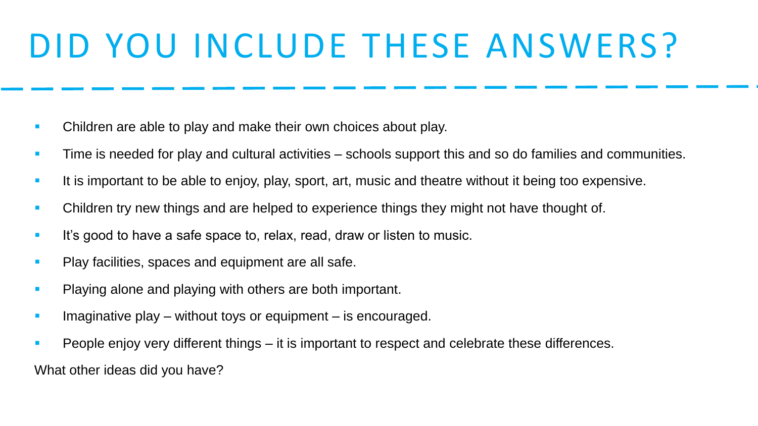# DID YOU INCLUDE THESE ANSWERS?

- Children are able to play and make their own choices about play.
- Time is needed for play and cultural activities – schools support this and so do families and communities.
- It is important to be able to enjoy, play, sport, art, music and theatre without it being too expensive.
- Children try new things and are helped to experience things they might not have thought of.
- It's good to have a safe space to, relax, read, draw or listen to music.
- Play facilities, spaces and equipment are all safe.
- Playing alone and playing with others are both important.
- Imaginative play – without toys or equipment – is encouraged.
- People enjoy very different things – it is important to respect and celebrate these differences.

What other ideas did you have?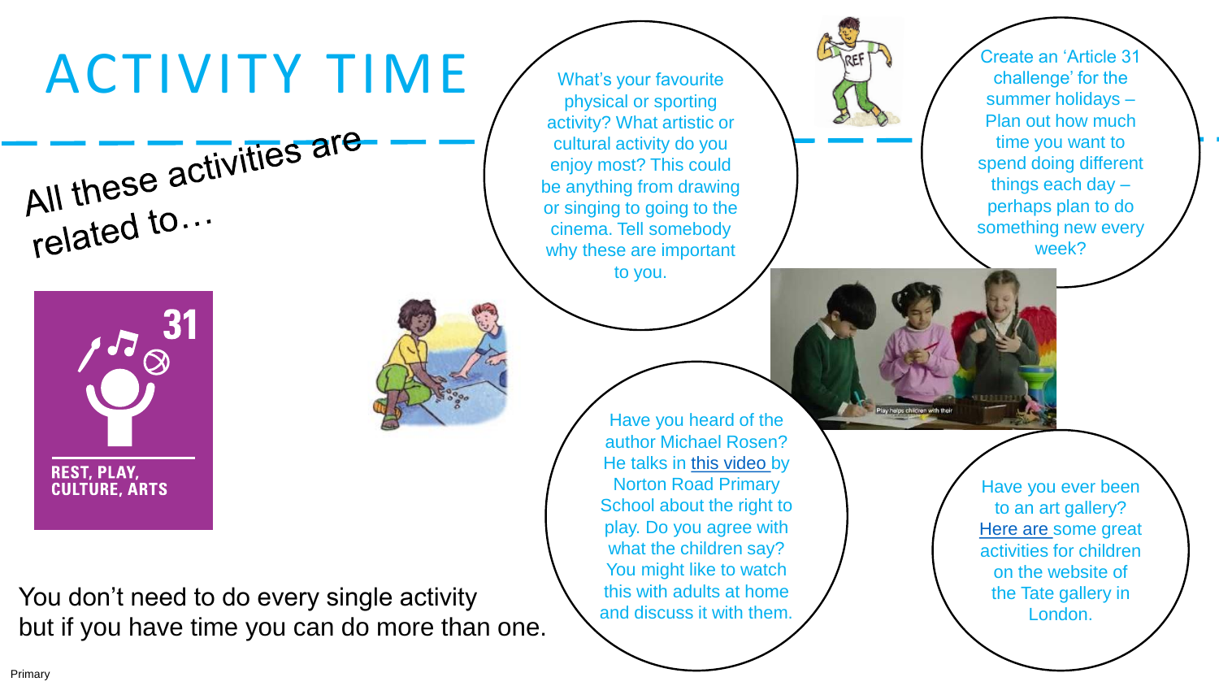# ACTIVITY TIME

All these activities are related to…

31

REST, PLAY, CULTURE, ARTS

What's your favourite physical or sporting activity? What artistic or cultural activity do you enjoy most? This could be anything from drawing or singing to going to the cinema. Tell somebody why these are important to you.

Create an 'Article 31 challenge' for the summer holidays – Plan out how much time you want to spend doing different things each day – perhaps plan to do something new every week?

Have you heard of the author Michael Rosen? He talks in this video by Norton Road Primary School about the right to play. Do you agree with what the children say? You might like to watch this with adults at home and discuss it with them.

Have you ever been to an art gallery? Here are some great activities for children on the website of the Tate gallery in London.

You don't need to do every single activity but if you have time you can do more than one.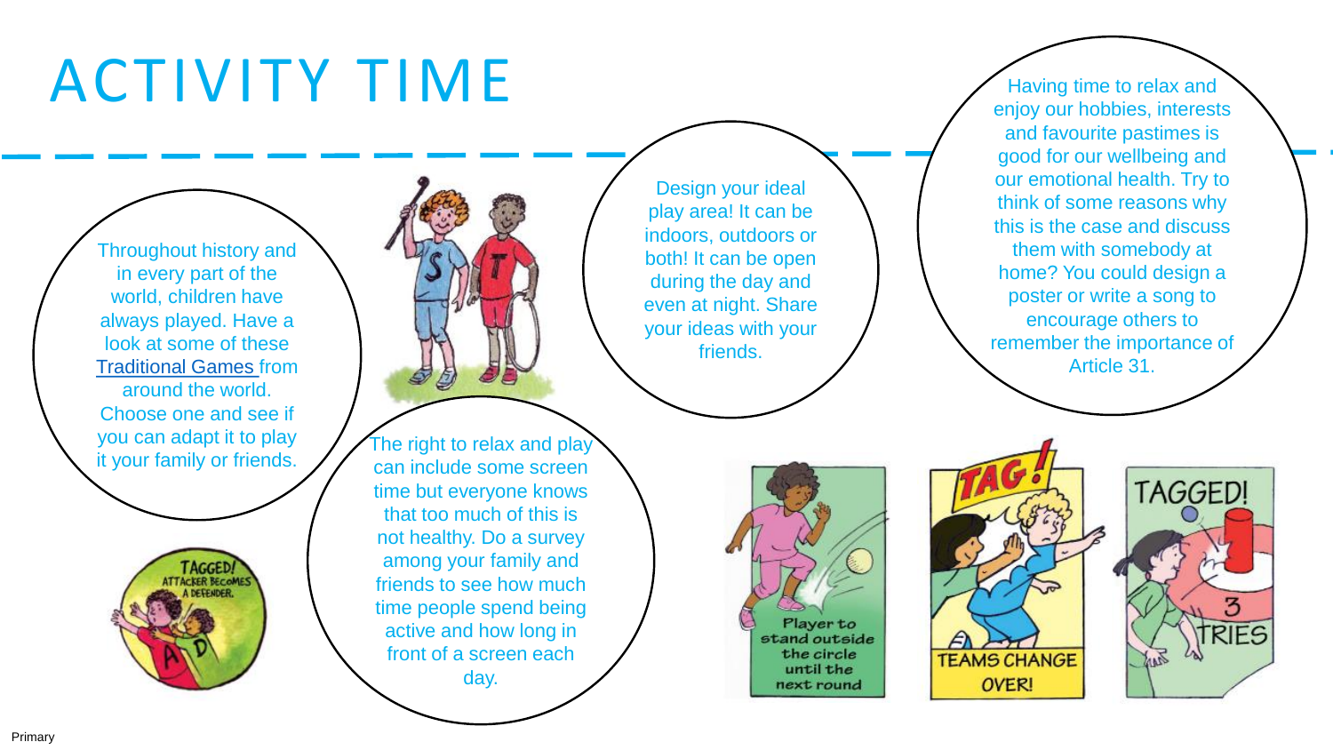# ACTIVITY TIME

Throughout history and in every part of the world, children have always played. Have a look at some of these Traditional Games from around the world. Choose one and see if you can adapt it to play it your family or friends.

The right to relax and play can include some screen time but everyone knows that too much of this is not healthy. Do a survey among your family and friends to see how much time people spend being active and how long in front of a screen each day.

Design your ideal play area! It can be indoors, outdoors or both! It can be open during the day and even at night. Share your ideas with your friends.

Having time to relax and enjoy our hobbies, interests and favourite pastimes is good for our wellbeing and our emotional health. Try to think of some reasons why this is the case and discuss them with somebody at home? You could design a poster or write a song to encourage others to remember the importance of Article 31.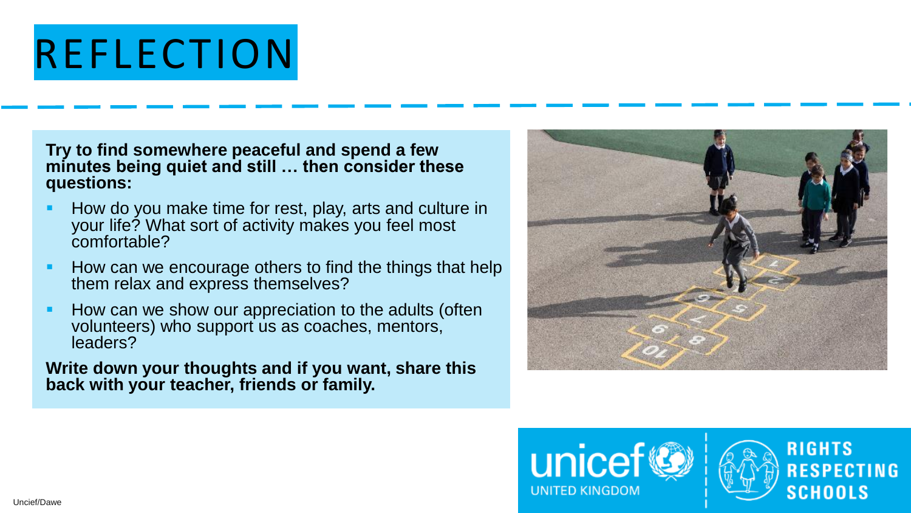# REFLECTION

**Try to find somewhere peaceful and spend a few minutes being quiet and still … then consider these questions:**

- How do you make time for rest, play, arts and culture in your life? What sort of activity makes you feel most comfortable?
- How can we encourage others to find the things that help them relax and express themselves?
- How can we show our appreciation to the adults (often volunteers) who support us as coaches, mentors, leaders?

**Write down your thoughts and if you want, share this back with your teacher, friends or family.**

Uncief/Dawe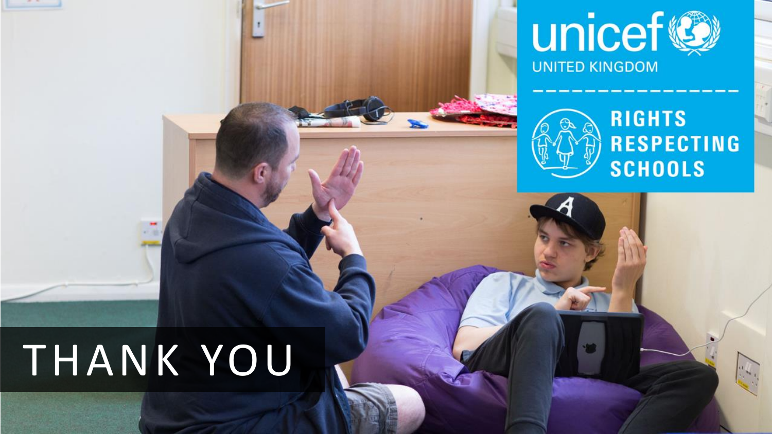unicef

UNITED KINGDOM

RIGHTS RESPECTING SCHOOLS

# THANK YOU